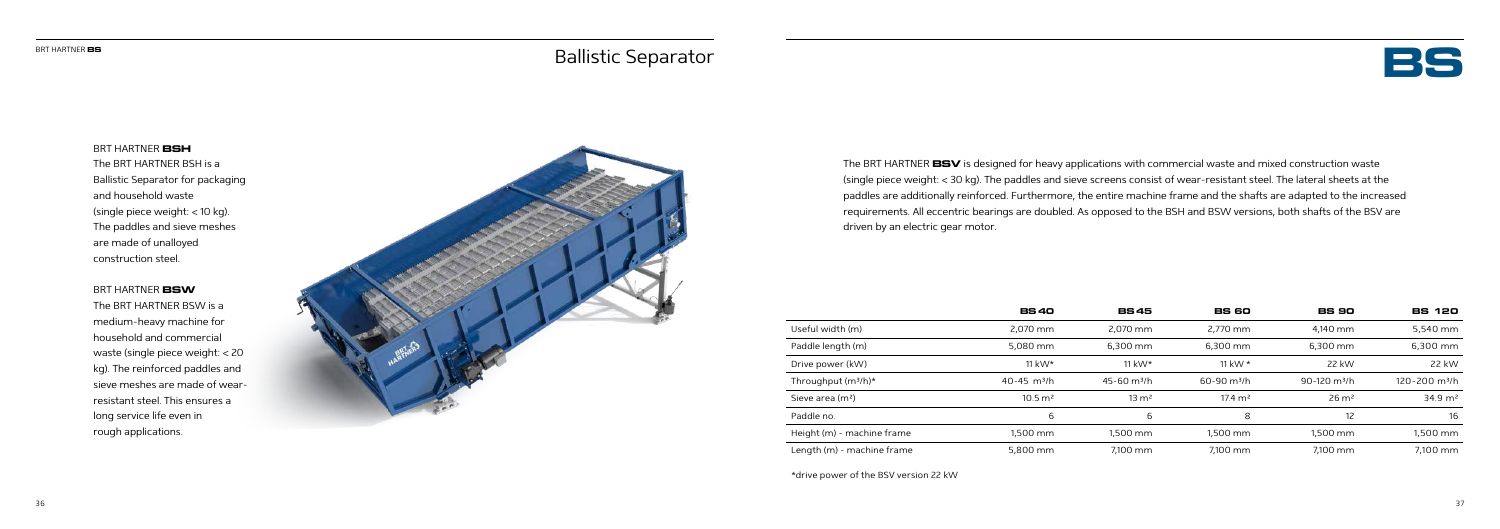# Ballistic Separator

## BRT HARTNER **BSH**

The BRT HARTNER BSH is a Ballistic Separator for packaging and household waste (single piece weight: < 10 kg). The paddles and sieve meshes are made of unalloyed construction steel.

## BRT HARTNER **BSW**

The BRT HARTNER BSW is a medium-heavy machine for household and commercial waste (single piece weight: < 20 kg). The reinforced paddles and sieve meshes are made of wear-resistant steel. This ensures a long service life even in rough applications.

The BRT HARTNER **BSV** is designed for heavy applications with commercial waste and mixed construction waste (single piece weight: < 30 kg). The paddles and sieve screens consist of wear-resistant steel. The lateral sheets at the paddles are additionally reinforced. Furthermore, the entire machine frame and the shafts are adapted to the increased requirements. All eccentric bearings are doubled. As opposed to the BSH and BSW versions, both shafts of the BSV are driven by an electric gear motor.

| | **BS 40** | **BS 45** | **BS 60** | **BS 90** | **BS 120** |
|---|---|---|---|---|---|
| Useful width (m) | 2,070 mm | 2,070 mm | 2,770 mm | 4,140 mm | 5,540 mm |
| Paddle length (m) | 5,080 mm | 6,300 mm | 6,300 mm | 6,300 mm | 6,300 mm |
| Drive power (kW) | 11 kW* | 11 kW* | 11 kW * | 22 kW | 22 kW |
| Throughput ($m^3$/h)* | 40-45 $m^3$/h | 45-60 $m^3$/h | 60-90 $m^3$/h | 90-120 $m^3$/h | 120-200 $m^3$/h |
| Sieve area ($m^2$) | 10.5 $m^2$ | 13 $m^2$ | 17.4 $m^2$ | 26 $m^2$ | 34.9 $m^2$ |
| Paddle no. | 6 | 6 | 8 | 12 | 16 |
| Height (m) - machine frame | 1,500 mm | 1,500 mm | 1,500 mm | 1,500 mm | 1,500 mm |
| Length (m) - machine frame | 5,800 mm | 7,100 mm | 7,100 mm | 7,100 mm | 7,100 mm |

*drive power of the BSV version 22 kW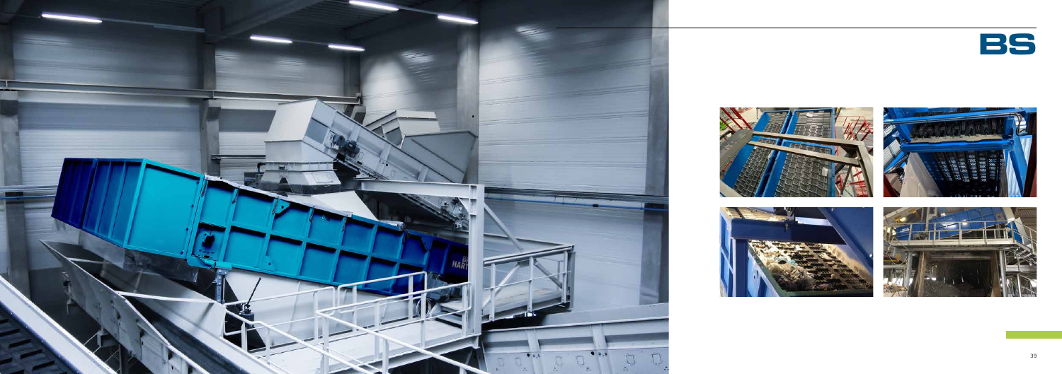# BS